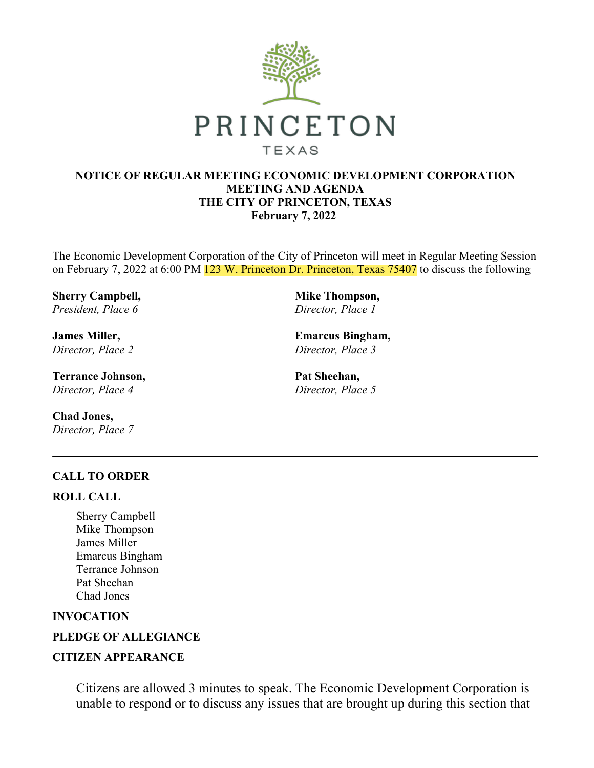PRINCETON

TEXAS

**NOTICE OF REGULAR MEETING ECONOMIC DEVELOPMENT CORPORATION MEETING AND AGENDA**
**THE CITY OF PRINCETON, TEXAS**
**February 7, 2022**

The Economic Development Corporation of the City of Princeton will meet in Regular Meeting Session on February 7, 2022 at 6:00 PM 123 W. Princeton Dr. Princeton, Texas 75407 to discuss the following

**Sherry Campbell,**
*President, Place 6*

**Mike Thompson,**
*Director, Place 1*

**James Miller,**
*Director, Place 2*

**Emarcus Bingham,**
*Director, Place 3*

**Terrance Johnson,**
*Director, Place 4*

**Pat Sheehan,**
*Director, Place 5*

**Chad Jones,**
*Director, Place 7*

---

**CALL TO ORDER**

**ROLL CALL**

Sherry Campbell
Mike Thompson
James Miller
Emarcus Bingham
Terrance Johnson
Pat Sheehan
Chad Jones

**INVOCATION**

**PLEDGE OF ALLEGIANCE**

**CITIZEN APPEARANCE**

Citizens are allowed 3 minutes to speak. The Economic Development Corporation is unable to respond or to discuss any issues that are brought up during this section that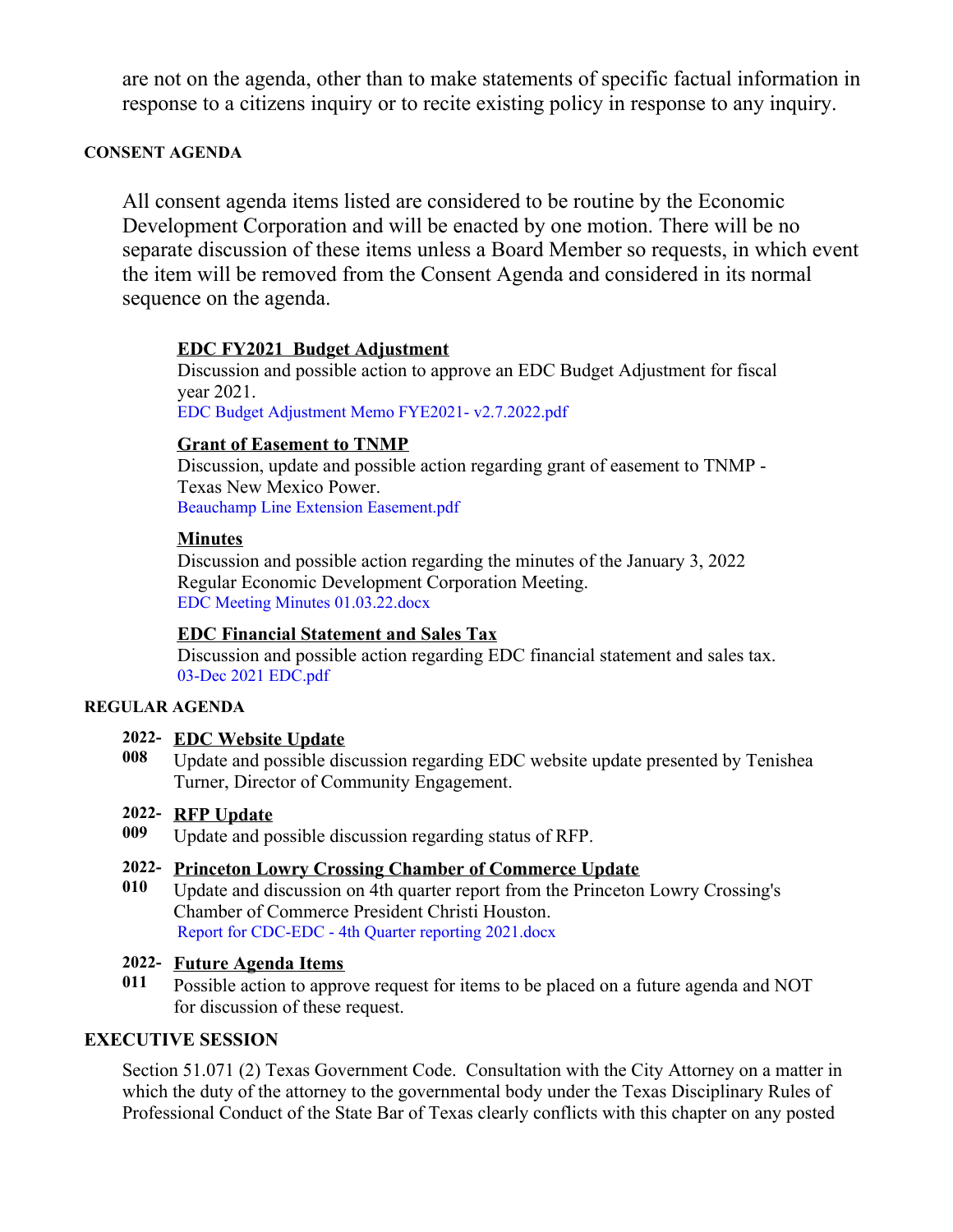are not on the agenda, other than to make statements of specific factual information in response to a citizens inquiry or to recite existing policy in response to any inquiry.

**CONSENT AGENDA**

All consent agenda items listed are considered to be routine by the Economic Development Corporation and will be enacted by one motion. There will be no separate discussion of these items unless a Board Member so requests, in which event the item will be removed from the Consent Agenda and considered in its normal sequence on the agenda.

**EDC FY2021 Budget Adjustment**
Discussion and possible action to approve an EDC Budget Adjustment for fiscal year 2021.
EDC Budget Adjustment Memo FYE2021- v2.7.2022.pdf

**Grant of Easement to TNMP**
Discussion, update and possible action regarding grant of easement to TNMP - Texas New Mexico Power.
Beauchamp Line Extension Easement.pdf

**Minutes**
Discussion and possible action regarding the minutes of the January 3, 2022 Regular Economic Development Corporation Meeting.
EDC Meeting Minutes 01.03.22.docx

**EDC Financial Statement and Sales Tax**
Discussion and possible action regarding EDC financial statement and sales tax.
03-Dec 2021 EDC.pdf

**REGULAR AGENDA**

**2022-008** **EDC Website Update**
Update and possible discussion regarding EDC website update presented by Tenishea Turner, Director of Community Engagement.

**2022-009** **RFP Update**
Update and possible discussion regarding status of RFP.

**2022-010** **Princeton Lowry Crossing Chamber of Commerce Update**
Update and discussion on 4th quarter report from the Princeton Lowry Crossing's Chamber of Commerce President Christi Houston.
Report for CDC-EDC - 4th Quarter reporting 2021.docx

**2022-011** **Future Agenda Items**
Possible action to approve request for items to be placed on a future agenda and NOT for discussion of these request.

**EXECUTIVE SESSION**

Section 51.071 (2) Texas Government Code. Consultation with the City Attorney on a matter in which the duty of the attorney to the governmental body under the Texas Disciplinary Rules of Professional Conduct of the State Bar of Texas clearly conflicts with this chapter on any posted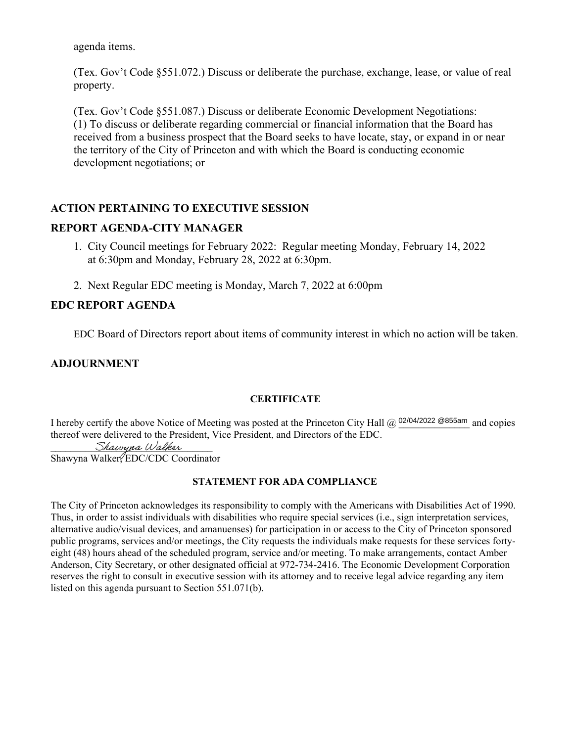agenda items.

(Tex. Gov't Code §551.072.) Discuss or deliberate the purchase, exchange, lease, or value of real property.

(Tex. Gov't Code §551.087.) Discuss or deliberate Economic Development Negotiations:
(1) To discuss or deliberate regarding commercial or financial information that the Board has received from a business prospect that the Board seeks to have locate, stay, or expand in or near the territory of the City of Princeton and with which the Board is conducting economic development negotiations; or

## ACTION PERTAINING TO EXECUTIVE SESSION

## REPORT AGENDA-CITY MANAGER

1. City Council meetings for February 2022: Regular meeting Monday, February 14, 2022 at 6:30pm and Monday, February 28, 2022 at 6:30pm.

2. Next Regular EDC meeting is Monday, March 7, 2022 at 6:00pm

## EDC REPORT AGENDA

EDC Board of Directors report about items of community interest in which no action will be taken.

## ADJOURNMENT

### CERTIFICATE

I hereby certify the above Notice of Meeting was posted at the Princeton City Hall @ 02/04/2022 @855am and copies thereof were delivered to the President, Vice President, and Directors of the EDC.

Shawyna Walker
Shawyna Walker, EDC/CDC Coordinator

### STATEMENT FOR ADA COMPLIANCE

The City of Princeton acknowledges its responsibility to comply with the Americans with Disabilities Act of 1990. Thus, in order to assist individuals with disabilities who require special services (i.e., sign interpretation services, alternative audio/visual devices, and amanuenses) for participation in or access to the City of Princeton sponsored public programs, services and/or meetings, the City requests the individuals make requests for these services forty-eight (48) hours ahead of the scheduled program, service and/or meeting. To make arrangements, contact Amber Anderson, City Secretary, or other designated official at 972-734-2416. The Economic Development Corporation reserves the right to consult in executive session with its attorney and to receive legal advice regarding any item listed on this agenda pursuant to Section 551.071(b).